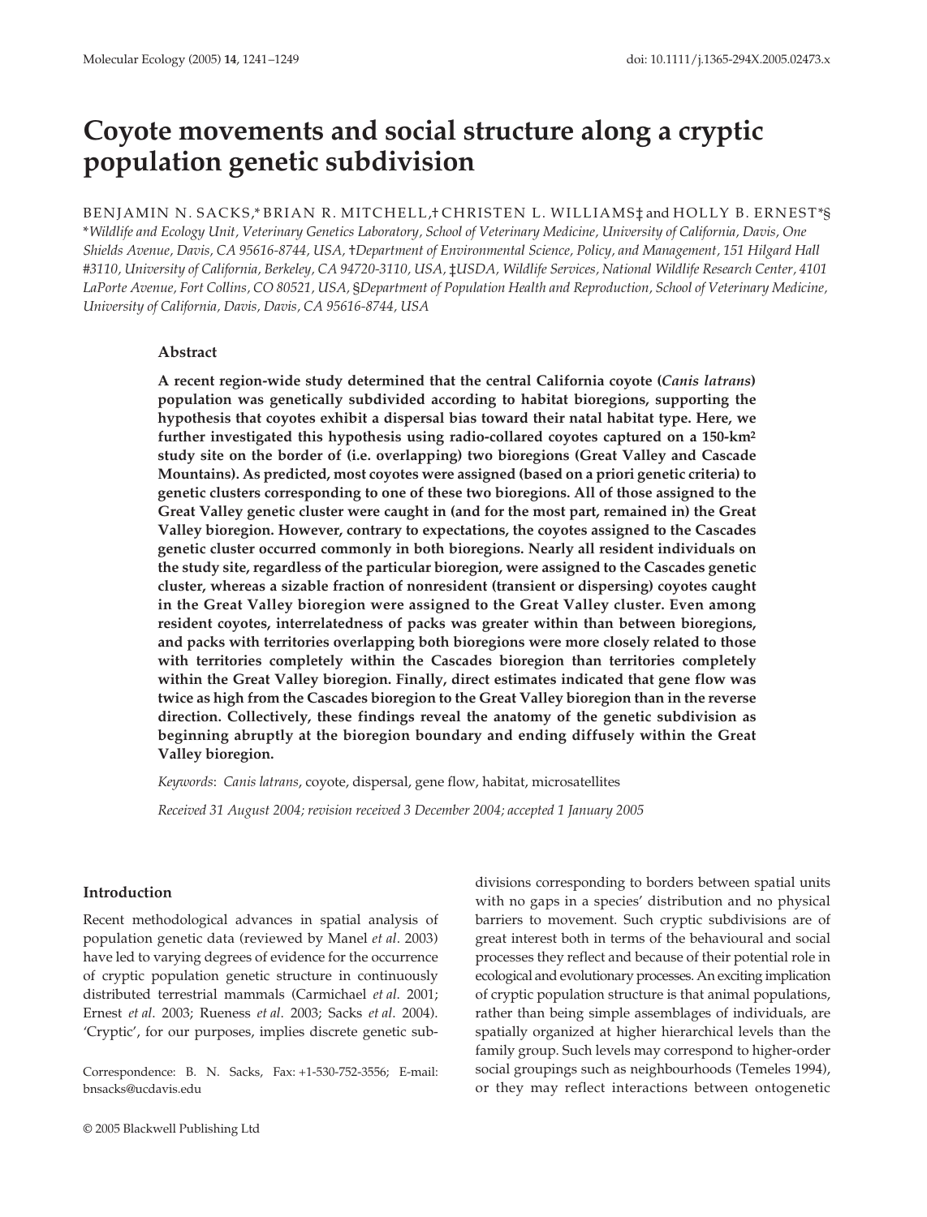# Coyote movements and social structure along a cryptic population genetic subdivision

BENJAMIN N. SACKS,* BRIAN R. MITCHELL,† CHRISTEN L. WILLIAMS‡ and HOLLY B. ERNEST*§

*\*Wildlife and Ecology Unit, Veterinary Genetics Laboratory, School of Veterinary Medicine, University of California, Davis, One Shields Avenue, Davis, CA 95616-8744, USA, †Department of Environmental Science, Policy, and Management, 151 Hilgard Hall #3110, University of California, Berkeley, CA 94720-3110, USA, ‡USDA, Wildlife Services, National Wildlife Research Center, 4101 LaPorte Avenue, Fort Collins, CO 80521, USA, §Department of Population Health and Reproduction, School of Veterinary Medicine, University of California, Davis, Davis, CA 95616-8744, USA*

## Abstract

**A recent region-wide study determined that the central California coyote (*Canis latrans*) population was genetically subdivided according to habitat bioregions, supporting the hypothesis that coyotes exhibit a dispersal bias toward their natal habitat type. Here, we further investigated this hypothesis using radio-collared coyotes captured on a 150-km$^2$ study site on the border of (i.e. overlapping) two bioregions (Great Valley and Cascade Mountains). As predicted, most coyotes were assigned (based on a priori genetic criteria) to genetic clusters corresponding to one of these two bioregions. All of those assigned to the Great Valley genetic cluster were caught in (and for the most part, remained in) the Great Valley bioregion. However, contrary to expectations, the coyotes assigned to the Cascades genetic cluster occurred commonly in both bioregions. Nearly all resident individuals on the study site, regardless of the particular bioregion, were assigned to the Cascades genetic cluster, whereas a sizable fraction of nonresident (transient or dispersing) coyotes caught in the Great Valley bioregion were assigned to the Great Valley cluster. Even among resident coyotes, interrelatedness of packs was greater within than between bioregions, and packs with territories overlapping both bioregions were more closely related to those with territories completely within the Cascades bioregion than territories completely within the Great Valley bioregion. Finally, direct estimates indicated that gene flow was twice as high from the Cascades bioregion to the Great Valley bioregion than in the reverse direction. Collectively, these findings reveal the anatomy of the genetic subdivision as beginning abruptly at the bioregion boundary and ending diffusely within the Great Valley bioregion.**

*Keywords*: *Canis latrans*, coyote, dispersal, gene flow, habitat, microsatellites

*Received 31 August 2004; revision received 3 December 2004; accepted 1 January 2005*

## Introduction

Recent methodological advances in spatial analysis of population genetic data (reviewed by Manel *et al*. 2003) have led to varying degrees of evidence for the occurrence of cryptic population genetic structure in continuously distributed terrestrial mammals (Carmichael *et al*. 2001; Ernest *et al*. 2003; Rueness *et al*. 2003; Sacks *et al*. 2004). 'Cryptic', for our purposes, implies discrete genetic subdivisions corresponding to borders between spatial units with no gaps in a species' distribution and no physical barriers to movement. Such cryptic subdivisions are of great interest both in terms of the behavioural and social processes they reflect and because of their potential role in ecological and evolutionary processes. An exciting implication of cryptic population structure is that animal populations, rather than being simple assemblages of individuals, are spatially organized at higher hierarchical levels than the family group. Such levels may correspond to higher-order social groupings such as neighbourhoods (Temeles 1994), or they may reflect interactions between ontogenetic

Correspondence: B. N. Sacks, Fax: +1-530-752-3556; E-mail: bnsacks@ucdavis.edu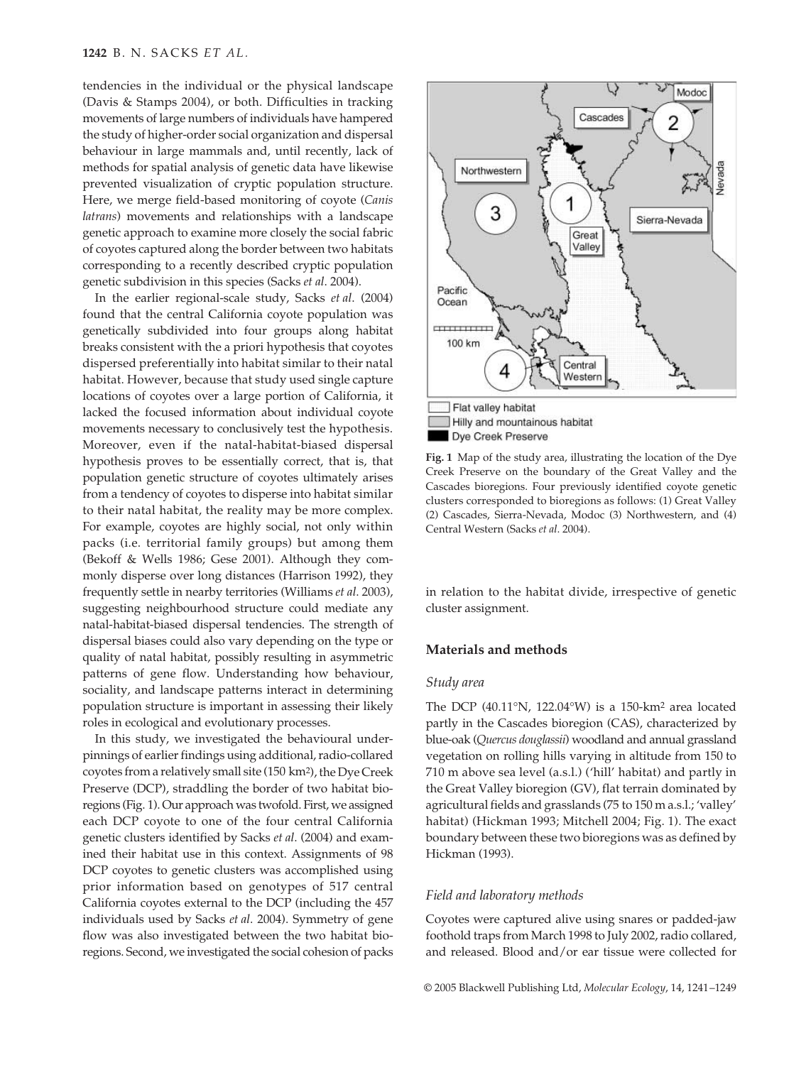tendencies in the individual or the physical landscape (Davis & Stamps 2004), or both. Difficulties in tracking movements of large numbers of individuals have hampered the study of higher-order social organization and dispersal behaviour in large mammals and, until recently, lack of methods for spatial analysis of genetic data have likewise prevented visualization of cryptic population structure. Here, we merge field-based monitoring of coyote (*Canis latrans*) movements and relationships with a landscape genetic approach to examine more closely the social fabric of coyotes captured along the border between two habitats corresponding to a recently described cryptic population genetic subdivision in this species (Sacks *et al*. 2004).

In the earlier regional-scale study, Sacks *et al*. (2004) found that the central California coyote population was genetically subdivided into four groups along habitat breaks consistent with the a priori hypothesis that coyotes dispersed preferentially into habitat similar to their natal habitat. However, because that study used single capture locations of coyotes over a large portion of California, it lacked the focused information about individual coyote movements necessary to conclusively test the hypothesis. Moreover, even if the natal-habitat-biased dispersal hypothesis proves to be essentially correct, that is, that population genetic structure of coyotes ultimately arises from a tendency of coyotes to disperse into habitat similar to their natal habitat, the reality may be more complex. For example, coyotes are highly social, not only within packs (i.e. territorial family groups) but among them (Bekoff & Wells 1986; Gese 2001). Although they commonly disperse over long distances (Harrison 1992), they frequently settle in nearby territories (Williams *et al*. 2003), suggesting neighbourhood structure could mediate any natal-habitat-biased dispersal tendencies. The strength of dispersal biases could also vary depending on the type or quality of natal habitat, possibly resulting in asymmetric patterns of gene flow. Understanding how behaviour, sociality, and landscape patterns interact in determining population structure is important in assessing their likely roles in ecological and evolutionary processes.

In this study, we investigated the behavioural underpinnings of earlier findings using additional, radio-collared coyotes from a relatively small site (150 km²), the Dye Creek Preserve (DCP), straddling the border of two habitat bioregions (Fig. 1). Our approach was twofold. First, we assigned each DCP coyote to one of the four central California genetic clusters identified by Sacks *et al*. (2004) and examined their habitat use in this context. Assignments of 98 DCP coyotes to genetic clusters was accomplished using prior information based on genotypes of 517 central California coyotes external to the DCP (including the 457 individuals used by Sacks *et al*. 2004). Symmetry of gene flow was also investigated between the two habitat bioregions. Second, we investigated the social cohesion of packs in relation to the habitat divide, irrespective of genetic cluster assignment.

Modoc
Cascades
2
Northwestern
3
1
Nevada
Sierra-Nevada
Great Valley
Pacific Ocean
100 km
4
Central Western

Flat valley habitat
Hilly and mountainous habitat
Dye Creek Preserve

**Fig. 1** Map of the study area, illustrating the location of the Dye Creek Preserve on the boundary of the Great Valley and the Cascades bioregions. Four previously identified coyote genetic clusters corresponded to bioregions as follows: (1) Great Valley (2) Cascades, Sierra-Nevada, Modoc (3) Northwestern, and (4) Central Western (Sacks *et al*. 2004).

## Materials and methods

### Study area

The DCP (40.11°N, 122.04°W) is a 150-km² area located partly in the Cascades bioregion (CAS), characterized by blue-oak (*Quercus douglassii*) woodland and annual grassland vegetation on rolling hills varying in altitude from 150 to 710 m above sea level (a.s.l.) ('hill' habitat) and partly in the Great Valley bioregion (GV), flat terrain dominated by agricultural fields and grasslands (75 to 150 m a.s.l.; 'valley' habitat) (Hickman 1993; Mitchell 2004; Fig. 1). The exact boundary between these two bioregions was as defined by Hickman (1993).

### Field and laboratory methods

Coyotes were captured alive using snares or padded-jaw foothold traps from March 1998 to July 2002, radio collared, and released. Blood and/or ear tissue were collected for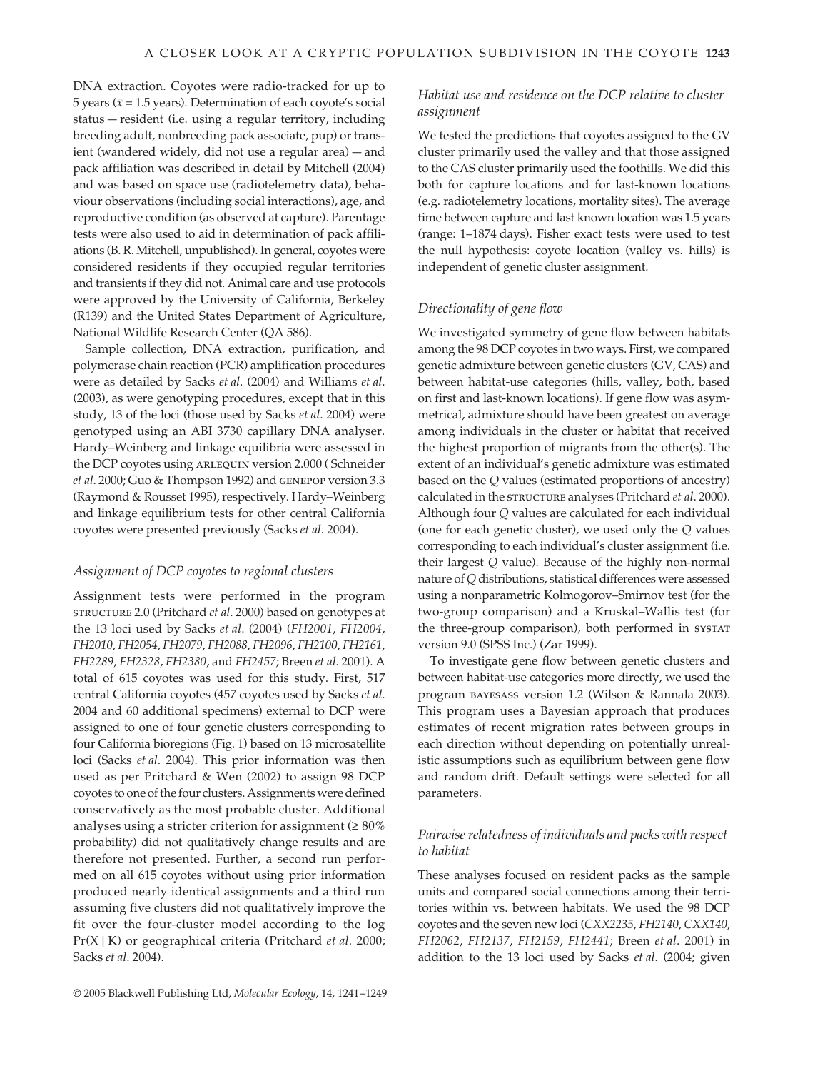DNA extraction. Coyotes were radio-tracked for up to 5 years ($\bar{x}$ = 1.5 years). Determination of each coyote's social status — resident (i.e. using a regular territory, including breeding adult, nonbreeding pack associate, pup) or transient (wandered widely, did not use a regular area) — and pack affiliation was described in detail by Mitchell (2004) and was based on space use (radiotelemetry data), behaviour observations (including social interactions), age, and reproductive condition (as observed at capture). Parentage tests were also used to aid in determination of pack affiliations (B. R. Mitchell, unpublished). In general, coyotes were considered residents if they occupied regular territories and transients if they did not. Animal care and use protocols were approved by the University of California, Berkeley (R139) and the United States Department of Agriculture, National Wildlife Research Center (QA 586).

Sample collection, DNA extraction, purification, and polymerase chain reaction (PCR) amplification procedures were as detailed by Sacks *et al*. (2004) and Williams *et al*. (2003), as were genotyping procedures, except that in this study, 13 of the loci (those used by Sacks *et al*. 2004) were genotyped using an ABI 3730 capillary DNA analyser. Hardy–Weinberg and linkage equilibria were assessed in the DCP coyotes using ARLEQUIN version 2.000 (Schneider *et al*. 2000; Guo & Thompson 1992) and GENEPOP version 3.3 (Raymond & Rousset 1995), respectively. Hardy–Weinberg and linkage equilibrium tests for other central California coyotes were presented previously (Sacks *et al*. 2004).

### *Assignment of DCP coyotes to regional clusters*

Assignment tests were performed in the program STRUCTURE 2.0 (Pritchard *et al*. 2000) based on genotypes at the 13 loci used by Sacks *et al*. (2004) (*FH2001*, *FH2004*, *FH2010*, *FH2054*, *FH2079*, *FH2088*, *FH2096*, *FH2100*, *FH2161*, *FH2289*, *FH2328*, *FH2380*, and *FH2457*; Breen *et al*. 2001). A total of 615 coyotes was used for this study. First, 517 central California coyotes (457 coyotes used by Sacks *et al*. 2004 and 60 additional specimens) external to DCP were assigned to one of four genetic clusters corresponding to four California bioregions (Fig. 1) based on 13 microsatellite loci (Sacks *et al*. 2004). This prior information was then used as per Pritchard & Wen (2002) to assign 98 DCP coyotes to one of the four clusters. Assignments were defined conservatively as the most probable cluster. Additional analyses using a stricter criterion for assignment (≥ 80% probability) did not qualitatively change results and are therefore not presented. Further, a second run performed on all 615 coyotes without using prior information produced nearly identical assignments and a third run assuming five clusters did not qualitatively improve the fit over the four-cluster model according to the log Pr(X | K) or geographical criteria (Pritchard *et al*. 2000; Sacks *et al*. 2004).

### *Habitat use and residence on the DCP relative to cluster assignment*

We tested the predictions that coyotes assigned to the GV cluster primarily used the valley and that those assigned to the CAS cluster primarily used the foothills. We did this both for capture locations and for last-known locations (e.g. radiotelemetry locations, mortality sites). The average time between capture and last known location was 1.5 years (range: 1–1874 days). Fisher exact tests were used to test the null hypothesis: coyote location (valley vs. hills) is independent of genetic cluster assignment.

### *Directionality of gene flow*

We investigated symmetry of gene flow between habitats among the 98 DCP coyotes in two ways. First, we compared genetic admixture between genetic clusters (GV, CAS) and between habitat-use categories (hills, valley, both, based on first and last-known locations). If gene flow was asymmetrical, admixture should have been greatest on average among individuals in the cluster or habitat that received the highest proportion of migrants from the other(s). The extent of an individual's genetic admixture was estimated based on the *Q* values (estimated proportions of ancestry) calculated in the STRUCTURE analyses (Pritchard *et al*. 2000). Although four *Q* values are calculated for each individual (one for each genetic cluster), we used only the *Q* values corresponding to each individual's cluster assignment (i.e. their largest *Q* value). Because of the highly non-normal nature of *Q* distributions, statistical differences were assessed using a nonparametric Kolmogorov–Smirnov test (for the two-group comparison) and a Kruskal–Wallis test (for the three-group comparison), both performed in SYSTAT version 9.0 (SPSS Inc.) (Zar 1999).

To investigate gene flow between genetic clusters and between habitat-use categories more directly, we used the program BAYESASS version 1.2 (Wilson & Rannala 2003). This program uses a Bayesian approach that produces estimates of recent migration rates between groups in each direction without depending on potentially unrealistic assumptions such as equilibrium between gene flow and random drift. Default settings were selected for all parameters.

### *Pairwise relatedness of individuals and packs with respect to habitat*

These analyses focused on resident packs as the sample units and compared social connections among their territories within vs. between habitats. We used the 98 DCP coyotes and the seven new loci (*CXX2235*, *FH2140*, *CXX140*, *FH2062*, *FH2137*, *FH2159*, *FH2441*; Breen *et al*. 2001) in addition to the 13 loci used by Sacks *et al*. (2004; given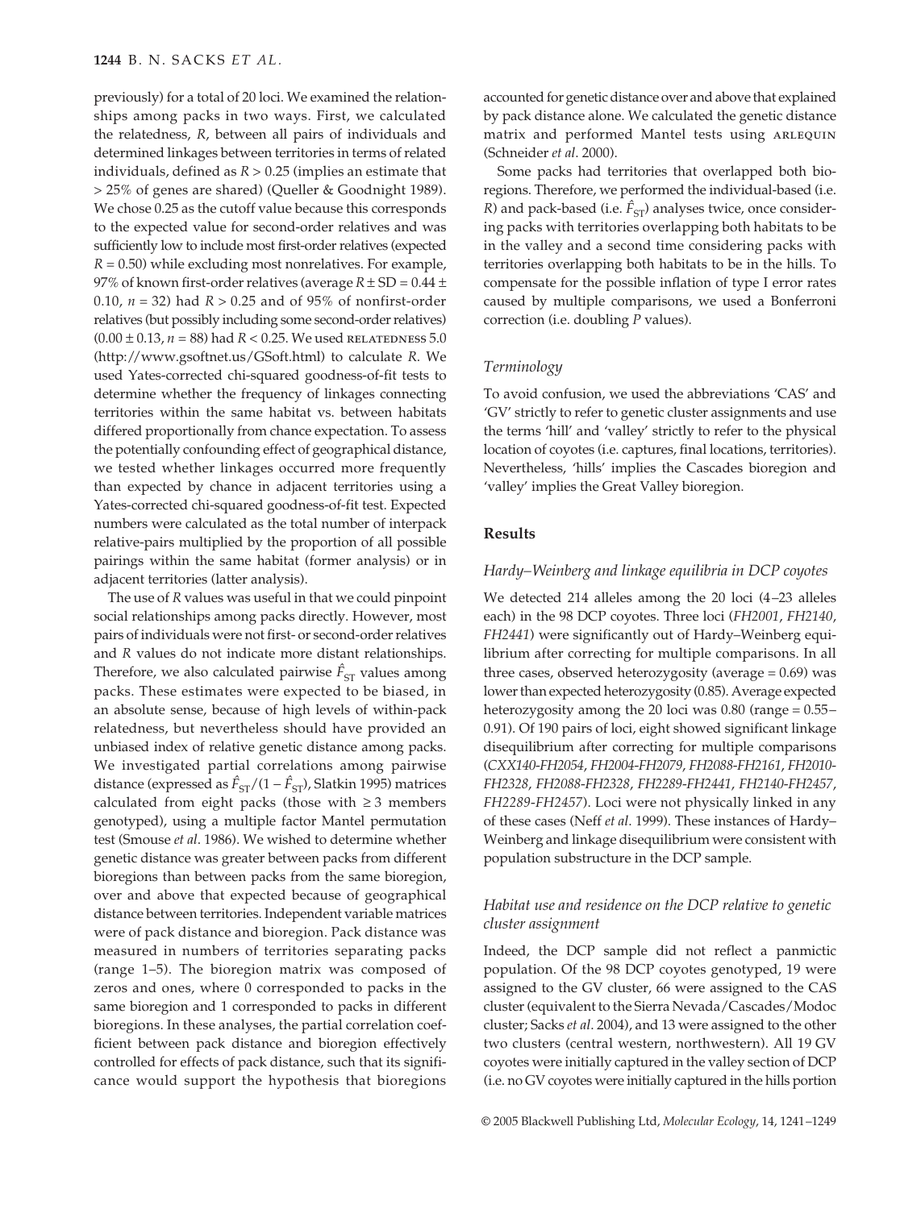previously) for a total of 20 loci. We examined the relationships among packs in two ways. First, we calculated the relatedness, *R*, between all pairs of individuals and determined linkages between territories in terms of related individuals, defined as $R > 0.25$ (implies an estimate that > 25% of genes are shared) (Queller & Goodnight 1989). We chose 0.25 as the cutoff value because this corresponds to the expected value for second-order relatives and was sufficiently low to include most first-order relatives (expected $R = 0.50$) while excluding most nonrelatives. For example, 97% of known first-order relatives (average $R \pm \text{SD} = 0.44 \pm 0.10$, $n = 32$) had $R > 0.25$ and of 95% of nonfirst-order relatives (but possibly including some second-order relatives) ($0.00 \pm 0.13$, $n = 88$) had $R < 0.25$. We used RELATEDNESS 5.0 (http://www.gsoftnet.us/GSoft.html) to calculate *R*. We used Yates-corrected chi-squared goodness-of-fit tests to determine whether the frequency of linkages connecting territories within the same habitat vs. between habitats differed proportionally from chance expectation. To assess the potentially confounding effect of geographical distance, we tested whether linkages occurred more frequently than expected by chance in adjacent territories using a Yates-corrected chi-squared goodness-of-fit test. Expected numbers were calculated as the total number of interpack relative-pairs multiplied by the proportion of all possible pairings within the same habitat (former analysis) or in adjacent territories (latter analysis).

The use of *R* values was useful in that we could pinpoint social relationships among packs directly. However, most pairs of individuals were not first- or second-order relatives and *R* values do not indicate more distant relationships. Therefore, we also calculated pairwise $\hat{F}_{ST}$ values among packs. These estimates were expected to be biased, in an absolute sense, because of high levels of within-pack relatedness, but nevertheless should have provided an unbiased index of relative genetic distance among packs. We investigated partial correlations among pairwise distance (expressed as $\hat{F}_{ST}/(1 - \hat{F}_{ST})$, Slatkin 1995) matrices calculated from eight packs (those with $\geq 3$ members genotyped), using a multiple factor Mantel permutation test (Smouse *et al*. 1986). We wished to determine whether genetic distance was greater between packs from different bioregions than between packs from the same bioregion, over and above that expected because of geographical distance between territories. Independent variable matrices were of pack distance and bioregion. Pack distance was measured in numbers of territories separating packs (range 1–5). The bioregion matrix was composed of zeros and ones, where 0 corresponded to packs in the same bioregion and 1 corresponded to packs in different bioregions. In these analyses, the partial correlation coefficient between pack distance and bioregion effectively controlled for effects of pack distance, such that its significance would support the hypothesis that bioregions accounted for genetic distance over and above that explained by pack distance alone. We calculated the genetic distance matrix and performed Mantel tests using ARLEQUIN (Schneider *et al*. 2000).

Some packs had territories that overlapped both bioregions. Therefore, we performed the individual-based (i.e. *R*) and pack-based (i.e. $\hat{F}_{ST}$) analyses twice, once considering packs with territories overlapping both habitats to be in the valley and a second time considering packs with territories overlapping both habitats to be in the hills. To compensate for the possible inflation of type I error rates caused by multiple comparisons, we used a Bonferroni correction (i.e. doubling *P* values).

### *Terminology*

To avoid confusion, we used the abbreviations 'CAS' and 'GV' strictly to refer to genetic cluster assignments and use the terms 'hill' and 'valley' strictly to refer to the physical location of coyotes (i.e. captures, final locations, territories). Nevertheless, 'hills' implies the Cascades bioregion and 'valley' implies the Great Valley bioregion.

## Results

### *Hardy–Weinberg and linkage equilibria in DCP coyotes*

We detected 214 alleles among the 20 loci (4–23 alleles each) in the 98 DCP coyotes. Three loci (*FH2001*, *FH2140*, *FH2441*) were significantly out of Hardy–Weinberg equilibrium after correcting for multiple comparisons. In all three cases, observed heterozygosity (average = 0.69) was lower than expected heterozygosity (0.85). Average expected heterozygosity among the 20 loci was 0.80 (range = 0.55–0.91). Of 190 pairs of loci, eight showed significant linkage disequilibrium after correcting for multiple comparisons (*CXX140-FH2054*, *FH2004-FH2079*, *FH2088-FH2161*, *FH2010-FH2328*, *FH2088-FH2328*, *FH2289-FH2441*, *FH2140-FH2457*, *FH2289-FH2457*). Loci were not physically linked in any of these cases (Neff *et al*. 1999). These instances of Hardy–Weinberg and linkage disequilibrium were consistent with population substructure in the DCP sample.

### *Habitat use and residence on the DCP relative to genetic cluster assignment*

Indeed, the DCP sample did not reflect a panmictic population. Of the 98 DCP coyotes genotyped, 19 were assigned to the GV cluster, 66 were assigned to the CAS cluster (equivalent to the Sierra Nevada/Cascades/Modoc cluster; Sacks *et al*. 2004), and 13 were assigned to the other two clusters (central western, northwestern). All 19 GV coyotes were initially captured in the valley section of DCP (i.e. no GV coyotes were initially captured in the hills portion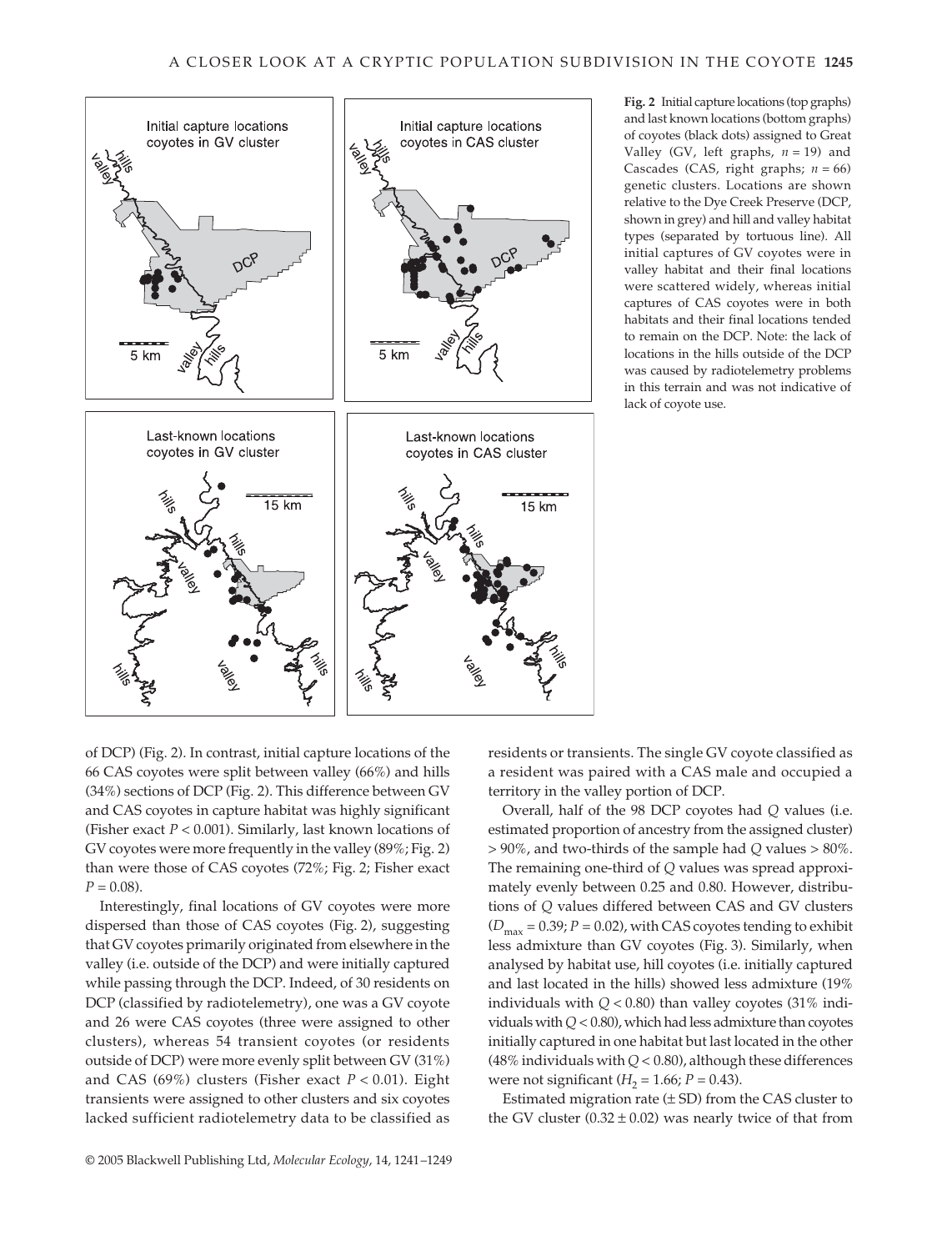Initial capture locations coyotes in GV cluster

hills
valley
DCP
5 km
valley
hills

Initial capture locations coyotes in CAS cluster

hills
valley
DCP
5 km
valley
hills

Last-known locations coyotes in GV cluster

hills
15 km
hills
valley
hills
hills
valley

Last-known locations coyotes in CAS cluster

hills
15 km
hills
valley
hills
hills
valley

**Fig. 2** Initial capture locations (top graphs) and last known locations (bottom graphs) of coyotes (black dots) assigned to Great Valley (GV, left graphs, $n = 19$) and Cascades (CAS, right graphs; $n = 66$) genetic clusters. Locations are shown relative to the Dye Creek Preserve (DCP, shown in grey) and hill and valley habitat types (separated by tortuous line). All initial captures of GV coyotes were in valley habitat and their final locations were scattered widely, whereas initial captures of CAS coyotes were in both habitats and their final locations tended to remain on the DCP. Note: the lack of locations in the hills outside of the DCP was caused by radiotelemetry problems in this terrain and was not indicative of lack of coyote use.

of DCP) (Fig. 2). In contrast, initial capture locations of the 66 CAS coyotes were split between valley (66%) and hills (34%) sections of DCP (Fig. 2). This difference between GV and CAS coyotes in capture habitat was highly significant (Fisher exact $P < 0.001$). Similarly, last known locations of GV coyotes were more frequently in the valley (89%; Fig. 2) than were those of CAS coyotes (72%; Fig. 2; Fisher exact $P = 0.08$).

Interestingly, final locations of GV coyotes were more dispersed than those of CAS coyotes (Fig. 2), suggesting that GV coyotes primarily originated from elsewhere in the valley (i.e. outside of the DCP) and were initially captured while passing through the DCP. Indeed, of 30 residents on DCP (classified by radiotelemetry), one was a GV coyote and 26 were CAS coyotes (three were assigned to other clusters), whereas 54 transient coyotes (or residents outside of DCP) were more evenly split between GV (31%) and CAS (69%) clusters (Fisher exact $P < 0.01$). Eight transients were assigned to other clusters and six coyotes lacked sufficient radiotelemetry data to be classified as residents or transients. The single GV coyote classified as a resident was paired with a CAS male and occupied a territory in the valley portion of DCP.

Overall, half of the 98 DCP coyotes had $Q$ values (i.e. estimated proportion of ancestry from the assigned cluster) > 90%, and two-thirds of the sample had $Q$ values > 80%. The remaining one-third of $Q$ values was spread approximately evenly between 0.25 and 0.80. However, distributions of $Q$ values differed between CAS and GV clusters ($D_{max} = 0.39$; $P = 0.02$), with CAS coyotes tending to exhibit less admixture than GV coyotes (Fig. 3). Similarly, when analysed by habitat use, hill coyotes (i.e. initially captured and last located in the hills) showed less admixture (19% individuals with $Q < 0.80$) than valley coyotes (31% individuals with $Q < 0.80$), which had less admixture than coyotes initially captured in one habitat but last located in the other (48% individuals with $Q < 0.80$), although these differences were not significant ($H_2 = 1.66$; $P = 0.43$).

Estimated migration rate (± SD) from the CAS cluster to the GV cluster (0.32 ± 0.02) was nearly twice of that from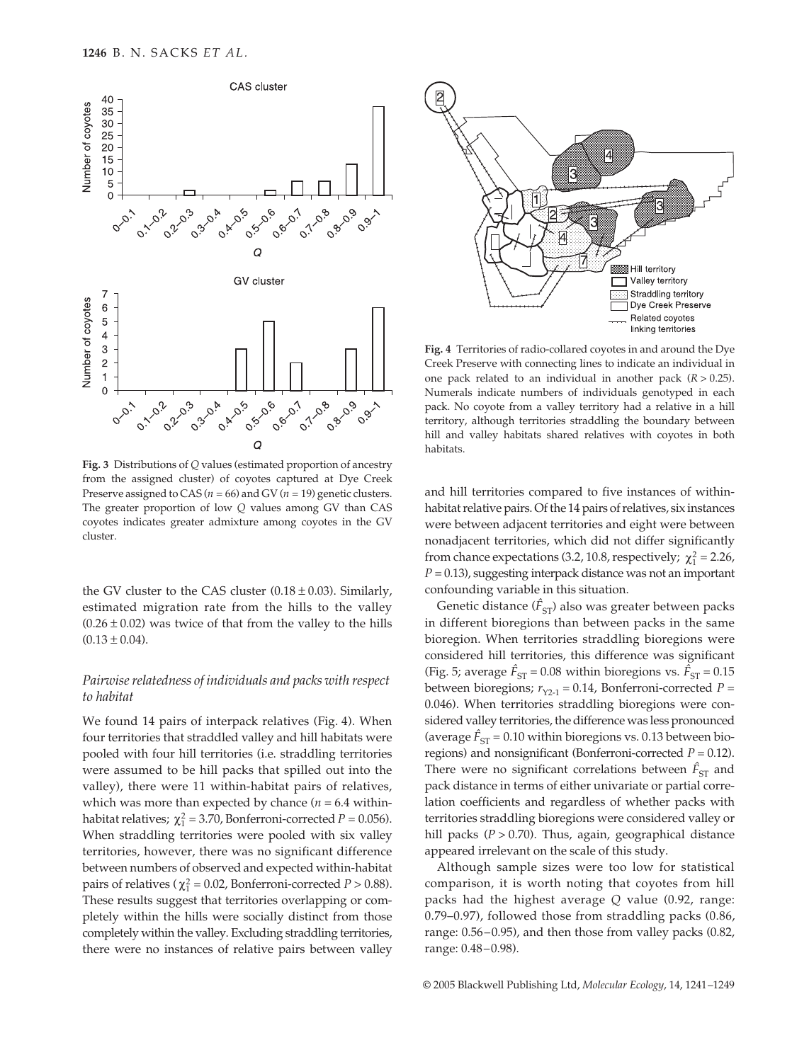**Fig. 3** Distributions of $Q$ values (estimated proportion of ancestry from the assigned cluster) of coyotes captured at Dye Creek Preserve assigned to CAS ($n = 66$) and GV ($n = 19$) genetic clusters. The greater proportion of low $Q$ values among GV than CAS coyotes indicates greater admixture among coyotes in the GV cluster.

the GV cluster to the CAS cluster (0.18 ± 0.03). Similarly, estimated migration rate from the hills to the valley (0.26 ± 0.02) was twice of that from the valley to the hills (0.13 ± 0.04).

### *Pairwise relatedness of individuals and packs with respect to habitat*

We found 14 pairs of interpack relatives (Fig. 4). When four territories that straddled valley and hill habitats were pooled with four hill territories (i.e. straddling territories were assumed to be hill packs that spilled out into the valley), there were 11 within-habitat pairs of relatives, which was more than expected by chance ($n = 6.4$ within-habitat relatives; $\chi^2_1 = 3.70$, Bonferroni-corrected $P = 0.056$). When straddling territories were pooled with six valley territories, however, there was no significant difference between numbers of observed and expected within-habitat pairs of relatives ($\chi^2_1 = 0.02$, Bonferroni-corrected $P > 0.88$). These results suggest that territories overlapping or completely within the hills were socially distinct from those completely within the valley. Excluding straddling territories, there were no instances of relative pairs between valley and hill territories compared to five instances of within-habitat relative pairs. Of the 14 pairs of relatives, six instances were between adjacent territories and eight were between nonadjacent territories, which did not differ significantly from chance expectations (3.2, 10.8, respectively; $\chi^2_1 = 2.26$, $P = 0.13$), suggesting interpack distance was not an important confounding variable in this situation.

Genetic distance ($\hat{F}_{ST}$) also was greater between packs in different bioregions than between packs in the same bioregion. When territories straddling bioregions were considered hill territories, this difference was significant (Fig. 5; average $\hat{F}_{ST} = 0.08$ within bioregions vs. $\hat{F}_{ST} = 0.15$ between bioregions; $r_{Y2\text{-}1} = 0.14$, Bonferroni-corrected $P = 0.046$). When territories straddling bioregions were considered valley territories, the difference was less pronounced (average $\hat{F}_{ST} = 0.10$ within bioregions vs. 0.13 between bioregions) and nonsignificant (Bonferroni-corrected $P = 0.12$). There were no significant correlations between $\hat{F}_{ST}$ and pack distance in terms of either univariate or partial correlation coefficients and regardless of whether packs with territories straddling bioregions were considered valley or hill packs ($P > 0.70$). Thus, again, geographical distance appeared irrelevant on the scale of this study.

Although sample sizes were too low for statistical comparison, it is worth noting that coyotes from hill packs had the highest average $Q$ value (0.92, range: 0.79–0.97), followed those from straddling packs (0.86, range: 0.56–0.95), and then those from valley packs (0.82, range: 0.48–0.98).

**Fig. 4** Territories of radio-collared coyotes in and around the Dye Creek Preserve with connecting lines to indicate an individual in one pack related to an individual in another pack ($R > 0.25$). Numerals indicate numbers of individuals genotyped in each pack. No coyote from a valley territory had a relative in a hill territory, although territories straddling the boundary between hill and valley habitats shared relatives with coyotes in both habitats.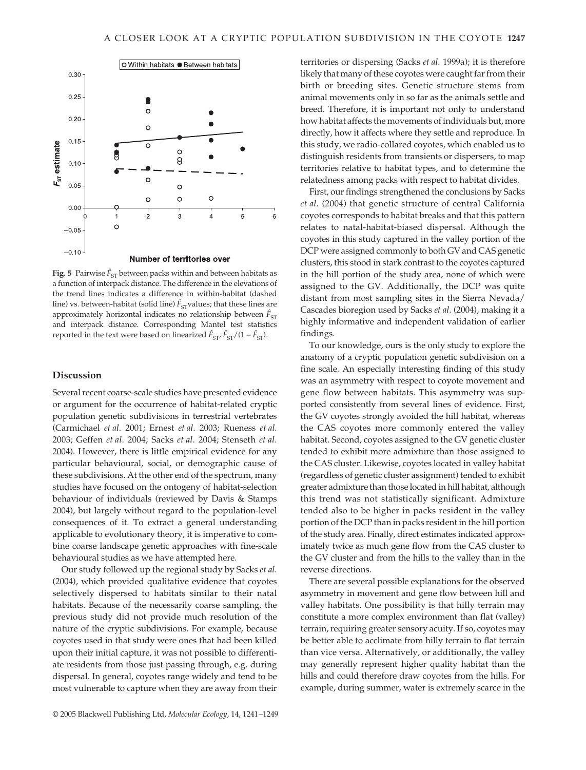○ Within habitats ● Between habitats

0.30
0.25
0.20
0.15
0.10
0.05
0.00
−0.05
−0.10

$F_{ST}$ estimate

0 1 2 3 4 5 6

Number of territories over

**Fig. 5** Pairwise $\hat{F}_{ST}$ between packs within and between habitats as a function of interpack distance. The difference in the elevations of the trend lines indicates a difference in within-habitat (dashed line) vs. between-habitat (solid line) $\hat{F}_{ST}$ values; that these lines are approximately horizontal indicates no relationship between $\hat{F}_{ST}$ and interpack distance. Corresponding Mantel test statistics reported in the text were based on linearized $\hat{F}_{ST}$, $\hat{F}_{ST}/(1 - \hat{F}_{ST})$.

## Discussion

Several recent coarse-scale studies have presented evidence or argument for the occurrence of habitat-related cryptic population genetic subdivisions in terrestrial vertebrates (Carmichael *et al*. 2001; Ernest *et al*. 2003; Rueness *et al*. 2003; Geffen *et al*. 2004; Sacks *et al*. 2004; Stenseth *et al*. 2004). However, there is little empirical evidence for any particular behavioural, social, or demographic cause of these subdivisions. At the other end of the spectrum, many studies have focused on the ontogeny of habitat-selection behaviour of individuals (reviewed by Davis & Stamps 2004), but largely without regard to the population-level consequences of it. To extract a general understanding applicable to evolutionary theory, it is imperative to combine coarse landscape genetic approaches with fine-scale behavioural studies as we have attempted here.

Our study followed up the regional study by Sacks *et al*. (2004), which provided qualitative evidence that coyotes selectively dispersed to habitats similar to their natal habitats. Because of the necessarily coarse sampling, the previous study did not provide much resolution of the nature of the cryptic subdivisions. For example, because coyotes used in that study were ones that had been killed upon their initial capture, it was not possible to differentiate residents from those just passing through, e.g. during dispersal. In general, coyotes range widely and tend to be most vulnerable to capture when they are away from their territories or dispersing (Sacks *et al*. 1999a); it is therefore likely that many of these coyotes were caught far from their birth or breeding sites. Genetic structure stems from animal movements only in so far as the animals settle and breed. Therefore, it is important not only to understand how habitat affects the movements of individuals but, more directly, how it affects where they settle and reproduce. In this study, we radio-collared coyotes, which enabled us to distinguish residents from transients or dispersers, to map territories relative to habitat types, and to determine the relatedness among packs with respect to habitat divides.

First, our findings strengthened the conclusions by Sacks *et al*. (2004) that genetic structure of central California coyotes corresponds to habitat breaks and that this pattern relates to natal-habitat-biased dispersal. Although the coyotes in this study captured in the valley portion of the DCP were assigned commonly to both GV and CAS genetic clusters, this stood in stark contrast to the coyotes captured in the hill portion of the study area, none of which were assigned to the GV. Additionally, the DCP was quite distant from most sampling sites in the Sierra Nevada/Cascades bioregion used by Sacks *et al*. (2004), making it a highly informative and independent validation of earlier findings.

To our knowledge, ours is the only study to explore the anatomy of a cryptic population genetic subdivision on a fine scale. An especially interesting finding of this study was an asymmetry with respect to coyote movement and gene flow between habitats. This asymmetry was supported consistently from several lines of evidence. First, the GV coyotes strongly avoided the hill habitat, whereas the CAS coyotes more commonly entered the valley habitat. Second, coyotes assigned to the GV genetic cluster tended to exhibit more admixture than those assigned to the CAS cluster. Likewise, coyotes located in valley habitat (regardless of genetic cluster assignment) tended to exhibit greater admixture than those located in hill habitat, although this trend was not statistically significant. Admixture tended also to be higher in packs resident in the valley portion of the DCP than in packs resident in the hill portion of the study area. Finally, direct estimates indicated approximately twice as much gene flow from the CAS cluster to the GV cluster and from the hills to the valley than in the reverse directions.

There are several possible explanations for the observed asymmetry in movement and gene flow between hill and valley habitats. One possibility is that hilly terrain may constitute a more complex environment than flat (valley) terrain, requiring greater sensory acuity. If so, coyotes may be better able to acclimate from hilly terrain to flat terrain than vice versa. Alternatively, or additionally, the valley may generally represent higher quality habitat than the hills and could therefore draw coyotes from the hills. For example, during summer, water is extremely scarce in the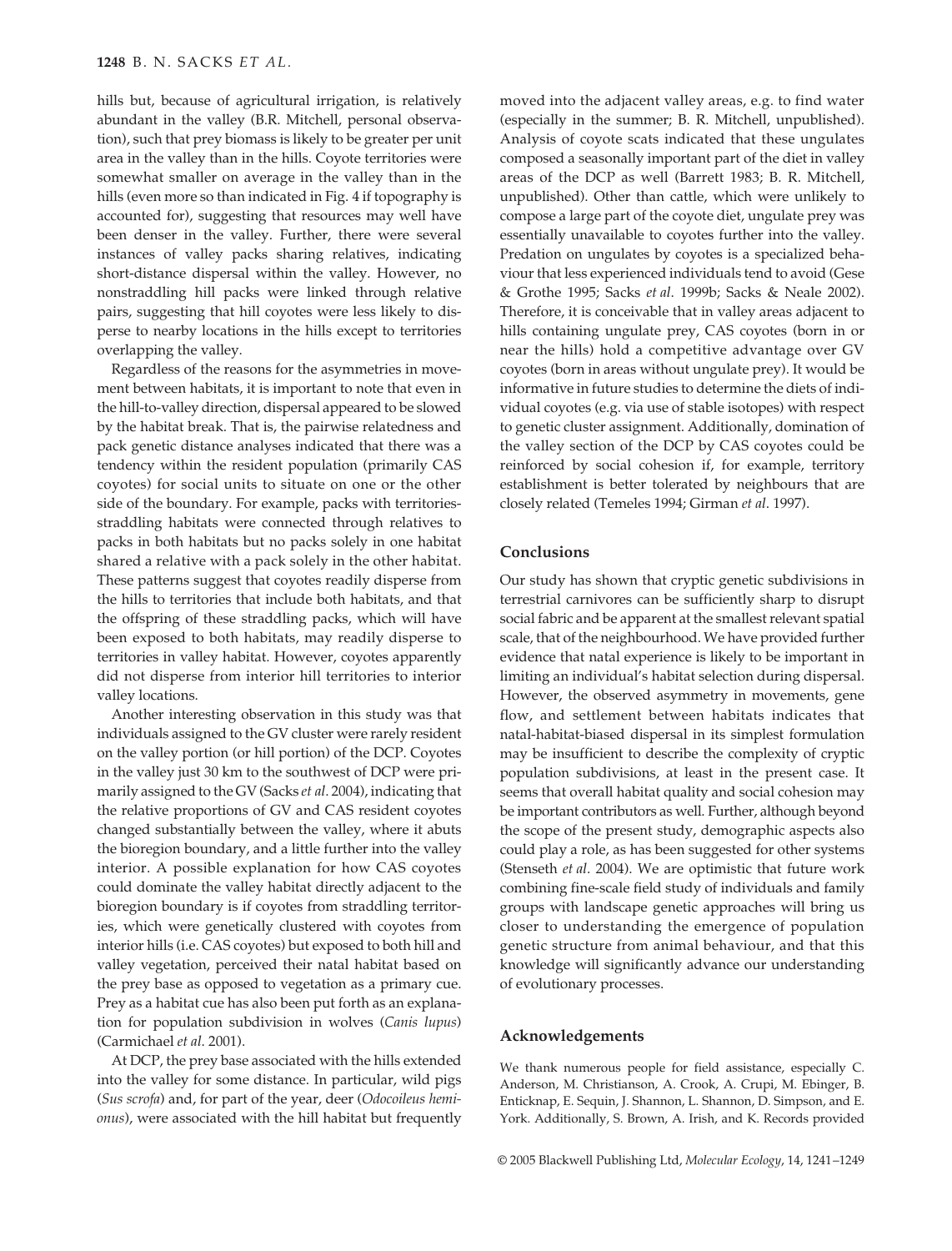hills but, because of agricultural irrigation, is relatively abundant in the valley (B.R. Mitchell, personal observation), such that prey biomass is likely to be greater per unit area in the valley than in the hills. Coyote territories were somewhat smaller on average in the valley than in the hills (even more so than indicated in Fig. 4 if topography is accounted for), suggesting that resources may well have been denser in the valley. Further, there were several instances of valley packs sharing relatives, indicating short-distance dispersal within the valley. However, no nonstraddling hill packs were linked through relative pairs, suggesting that hill coyotes were less likely to disperse to nearby locations in the hills except to territories overlapping the valley.

Regardless of the reasons for the asymmetries in movement between habitats, it is important to note that even in the hill-to-valley direction, dispersal appeared to be slowed by the habitat break. That is, the pairwise relatedness and pack genetic distance analyses indicated that there was a tendency within the resident population (primarily CAS coyotes) for social units to situate on one or the other side of the boundary. For example, packs with territories-straddling habitats were connected through relatives to packs in both habitats but no packs solely in one habitat shared a relative with a pack solely in the other habitat. These patterns suggest that coyotes readily disperse from the hills to territories that include both habitats, and that the offspring of these straddling packs, which will have been exposed to both habitats, may readily disperse to territories in valley habitat. However, coyotes apparently did not disperse from interior hill territories to interior valley locations.

Another interesting observation in this study was that individuals assigned to the GV cluster were rarely resident on the valley portion (or hill portion) of the DCP. Coyotes in the valley just 30 km to the southwest of DCP were primarily assigned to the GV (Sacks *et al*. 2004), indicating that the relative proportions of GV and CAS resident coyotes changed substantially between the valley, where it abuts the bioregion boundary, and a little further into the valley interior. A possible explanation for how CAS coyotes could dominate the valley habitat directly adjacent to the bioregion boundary is if coyotes from straddling territories, which were genetically clustered with coyotes from interior hills (i.e. CAS coyotes) but exposed to both hill and valley vegetation, perceived their natal habitat based on the prey base as opposed to vegetation as a primary cue. Prey as a habitat cue has also been put forth as an explanation for population subdivision in wolves (*Canis lupus*) (Carmichael *et al*. 2001).

At DCP, the prey base associated with the hills extended into the valley for some distance. In particular, wild pigs (*Sus scrofa*) and, for part of the year, deer (*Odocoileus hemionus*), were associated with the hill habitat but frequently moved into the adjacent valley areas, e.g. to find water (especially in the summer; B. R. Mitchell, unpublished). Analysis of coyote scats indicated that these ungulates composed a seasonally important part of the diet in valley areas of the DCP as well (Barrett 1983; B. R. Mitchell, unpublished). Other than cattle, which were unlikely to compose a large part of the coyote diet, ungulate prey was essentially unavailable to coyotes further into the valley. Predation on ungulates by coyotes is a specialized behaviour that less experienced individuals tend to avoid (Gese & Grothe 1995; Sacks *et al*. 1999b; Sacks & Neale 2002). Therefore, it is conceivable that in valley areas adjacent to hills containing ungulate prey, CAS coyotes (born in or near the hills) hold a competitive advantage over GV coyotes (born in areas without ungulate prey). It would be informative in future studies to determine the diets of individual coyotes (e.g. via use of stable isotopes) with respect to genetic cluster assignment. Additionally, domination of the valley section of the DCP by CAS coyotes could be reinforced by social cohesion if, for example, territory establishment is better tolerated by neighbours that are closely related (Temeles 1994; Girman *et al*. 1997).

## Conclusions

Our study has shown that cryptic genetic subdivisions in terrestrial carnivores can be sufficiently sharp to disrupt social fabric and be apparent at the smallest relevant spatial scale, that of the neighbourhood. We have provided further evidence that natal experience is likely to be important in limiting an individual's habitat selection during dispersal. However, the observed asymmetry in movements, gene flow, and settlement between habitats indicates that natal-habitat-biased dispersal in its simplest formulation may be insufficient to describe the complexity of cryptic population subdivisions, at least in the present case. It seems that overall habitat quality and social cohesion may be important contributors as well. Further, although beyond the scope of the present study, demographic aspects also could play a role, as has been suggested for other systems (Stenseth *et al*. 2004). We are optimistic that future work combining fine-scale field study of individuals and family groups with landscape genetic approaches will bring us closer to understanding the emergence of population genetic structure from animal behaviour, and that this knowledge will significantly advance our understanding of evolutionary processes.

## Acknowledgements

We thank numerous people for field assistance, especially C. Anderson, M. Christianson, A. Crook, A. Crupi, M. Ebinger, B. Enticknap, E. Sequin, J. Shannon, L. Shannon, D. Simpson, and E. York. Additionally, S. Brown, A. Irish, and K. Records provided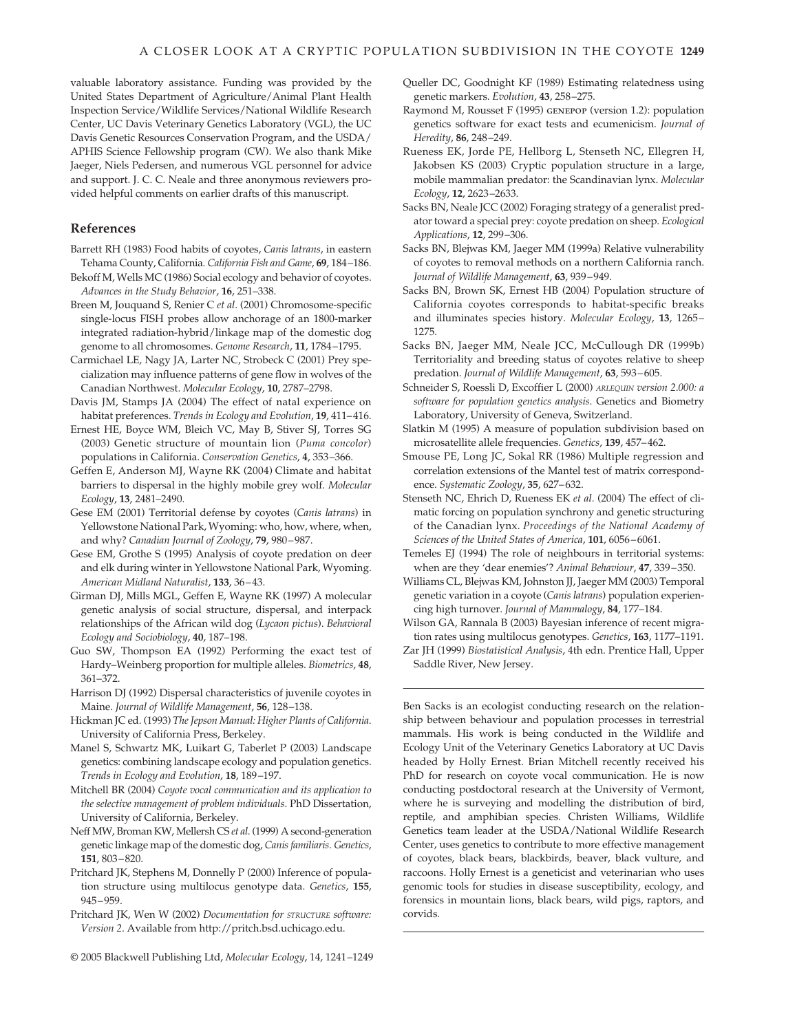valuable laboratory assistance. Funding was provided by the United States Department of Agriculture/Animal Plant Health Inspection Service/Wildlife Services/National Wildlife Research Center, UC Davis Veterinary Genetics Laboratory (VGL), the UC Davis Genetic Resources Conservation Program, and the USDA/APHIS Science Fellowship program (CW). We also thank Mike Jaeger, Niels Pedersen, and numerous VGL personnel for advice and support. J. C. C. Neale and three anonymous reviewers provided helpful comments on earlier drafts of this manuscript.

## References

Barrett RH (1983) Food habits of coyotes, *Canis latrans*, in eastern Tehama County, California. *California Fish and Game*, **69**, 184–186.

Bekoff M, Wells MC (1986) Social ecology and behavior of coyotes. *Advances in the Study Behavior*, **16**, 251–338.

Breen M, Jouquand S, Renier C *et al.* (2001) Chromosome-specific single-locus FISH probes allow anchorage of an 1800-marker integrated radiation-hybrid/linkage map of the domestic dog genome to all chromosomes. *Genome Research*, **11**, 1784–1795.

Carmichael LE, Nagy JA, Larter NC, Strobeck C (2001) Prey specialization may influence patterns of gene flow in wolves of the Canadian Northwest. *Molecular Ecology*, **10**, 2787–2798.

Davis JM, Stamps JA (2004) The effect of natal experience on habitat preferences. *Trends in Ecology and Evolution*, **19**, 411–416.

Ernest HE, Boyce WM, Bleich VC, May B, Stiver SJ, Torres SG (2003) Genetic structure of mountain lion (*Puma concolor*) populations in California. *Conservation Genetics*, **4**, 353–366.

Geffen E, Anderson MJ, Wayne RK (2004) Climate and habitat barriers to dispersal in the highly mobile grey wolf. *Molecular Ecology*, **13**, 2481–2490.

Gese EM (2001) Territorial defense by coyotes (*Canis latrans*) in Yellowstone National Park, Wyoming: who, how, where, when, and why? *Canadian Journal of Zoology*, **79**, 980–987.

Gese EM, Grothe S (1995) Analysis of coyote predation on deer and elk during winter in Yellowstone National Park, Wyoming. *American Midland Naturalist*, **133**, 36–43.

Girman DJ, Mills MGL, Geffen E, Wayne RK (1997) A molecular genetic analysis of social structure, dispersal, and interpack relationships of the African wild dog (*Lycaon pictus*). *Behavioral Ecology and Sociobiology*, **40**, 187–198.

Guo SW, Thompson EA (1992) Performing the exact test of Hardy–Weinberg proportion for multiple alleles. *Biometrics*, **48**, 361–372.

Harrison DJ (1992) Dispersal characteristics of juvenile coyotes in Maine. *Journal of Wildlife Management*, **56**, 128–138.

Hickman JC ed. (1993) *The Jepson Manual: Higher Plants of California*. University of California Press, Berkeley.

Manel S, Schwartz MK, Luikart G, Taberlet P (2003) Landscape genetics: combining landscape ecology and population genetics. *Trends in Ecology and Evolution*, **18**, 189–197.

Mitchell BR (2004) *Coyote vocal communication and its application to the selective management of problem individuals*. PhD Dissertation, University of California, Berkeley.

Neff MW, Broman KW, Mellersh CS *et al.* (1999) A second-generation genetic linkage map of the domestic dog, *Canis familiaris*. *Genetics*, **151**, 803–820.

Pritchard JK, Stephens M, Donnelly P (2000) Inference of population structure using multilocus genotype data. *Genetics*, **155**, 945–959.

Pritchard JK, Wen W (2002) *Documentation for STRUCTURE software: Version 2*. Available from http://pritch.bsd.uchicago.edu.

Queller DC, Goodnight KF (1989) Estimating relatedness using genetic markers. *Evolution*, **43**, 258–275.

Raymond M, Rousset F (1995) GENEPOP (version 1.2): population genetics software for exact tests and ecumenicism. *Journal of Heredity*, **86**, 248–249.

Rueness EK, Jorde PE, Hellborg L, Stenseth NC, Ellegren H, Jakobsen KS (2003) Cryptic population structure in a large, mobile mammalian predator: the Scandinavian lynx. *Molecular Ecology*, **12**, 2623–2633.

Sacks BN, Neale JCC (2002) Foraging strategy of a generalist predator toward a special prey: coyote predation on sheep. *Ecological Applications*, **12**, 299–306.

Sacks BN, Blejwas KM, Jaeger MM (1999a) Relative vulnerability of coyotes to removal methods on a northern California ranch. *Journal of Wildlife Management*, **63**, 939–949.

Sacks BN, Brown SK, Ernest HB (2004) Population structure of California coyotes corresponds to habitat-specific breaks and illuminates species history. *Molecular Ecology*, **13**, 1265–1275.

Sacks BN, Jaeger MM, Neale JCC, McCullough DR (1999b) Territoriality and breeding status of coyotes relative to sheep predation. *Journal of Wildlife Management*, **63**, 593–605.

Schneider S, Roessli D, Excoffier L (2000) *ARLEQUIN version 2.000: a software for population genetics analysis*. Genetics and Biometry Laboratory, University of Geneva, Switzerland.

Slatkin M (1995) A measure of population subdivision based on microsatellite allele frequencies. *Genetics*, **139**, 457–462.

Smouse PE, Long JC, Sokal RR (1986) Multiple regression and correlation extensions of the Mantel test of matrix correspondence. *Systematic Zoology*, **35**, 627–632.

Stenseth NC, Ehrich D, Rueness EK *et al.* (2004) The effect of climatic forcing on population synchrony and genetic structuring of the Canadian lynx. *Proceedings of the National Academy of Sciences of the United States of America*, **101**, 6056–6061.

Temeles EJ (1994) The role of neighbours in territorial systems: when are they 'dear enemies'? *Animal Behaviour*, **47**, 339–350.

Williams CL, Blejwas KM, Johnston JJ, Jaeger MM (2003) Temporal genetic variation in a coyote (*Canis latrans*) population experiencing high turnover. *Journal of Mammalogy*, **84**, 177–184.

Wilson GA, Rannala B (2003) Bayesian inference of recent migration rates using multilocus genotypes. *Genetics*, **163**, 1177–1191.

Zar JH (1999) *Biostatistical Analysis*, 4th edn. Prentice Hall, Upper Saddle River, New Jersey.

---

Ben Sacks is an ecologist conducting research on the relationship between behaviour and population processes in terrestrial mammals. His work is being conducted in the Wildlife and Ecology Unit of the Veterinary Genetics Laboratory at UC Davis headed by Holly Ernest. Brian Mitchell recently received his PhD for research on coyote vocal communication. He is now conducting postdoctoral research at the University of Vermont, where he is surveying and modelling the distribution of bird, reptile, and amphibian species. Christen Williams, Wildlife Genetics team leader at the USDA/National Wildlife Research Center, uses genetics to contribute to more effective management of coyotes, black bears, blackbirds, beaver, black vulture, and raccoons. Holly Ernest is a geneticist and veterinarian who uses genomic tools for studies in disease susceptibility, ecology, and forensics in mountain lions, black bears, wild pigs, raptors, and corvids.